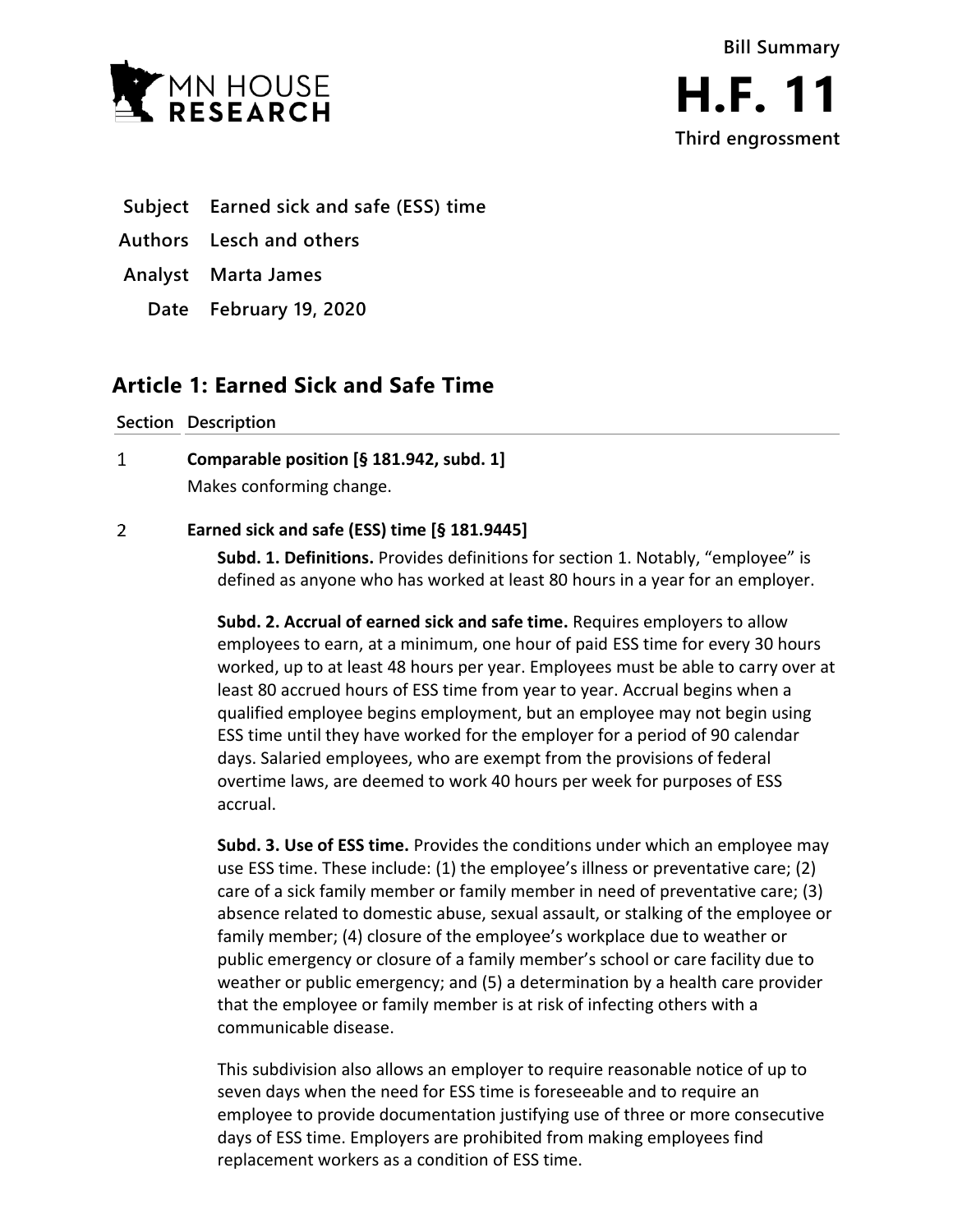MN HOUSE RESEARCH

**Bill Summary**

# H.F. 11

**Third engrossment**

**Subject** Earned sick and safe (ESS) time

**Authors** Lesch and others

**Analyst** Marta James

**Date** February 19, 2020

## Article 1: Earned Sick and Safe Time

| Section | Description |
|---|---|
| 1 | **Comparable position [§ 181.942, subd. 1]**<br>Makes conforming change. |
| 2 | **Earned sick and safe (ESS) time [§ 181.9445]**<br>**Subd. 1. Definitions.** Provides definitions for section 1. Notably, "employee" is defined as anyone who has worked at least 80 hours in a year for an employer.<br><br>**Subd. 2. Accrual of earned sick and safe time.** Requires employers to allow employees to earn, at a minimum, one hour of paid ESS time for every 30 hours worked, up to at least 48 hours per year. Employees must be able to carry over at least 80 accrued hours of ESS time from year to year. Accrual begins when a qualified employee begins employment, but an employee may not begin using ESS time until they have worked for the employer for a period of 90 calendar days. Salaried employees, who are exempt from the provisions of federal overtime laws, are deemed to work 40 hours per week for purposes of ESS accrual.<br><br>**Subd. 3. Use of ESS time.** Provides the conditions under which an employee may use ESS time. These include: (1) the employee's illness or preventative care; (2) care of a sick family member or family member in need of preventative care; (3) absence related to domestic abuse, sexual assault, or stalking of the employee or family member; (4) closure of the employee's workplace due to weather or public emergency or closure of a family member's school or care facility due to weather or public emergency; and (5) a determination by a health care provider that the employee or family member is at risk of infecting others with a communicable disease.<br><br>This subdivision also allows an employer to require reasonable notice of up to seven days when the need for ESS time is foreseeable and to require an employee to provide documentation justifying use of three or more consecutive days of ESS time. Employers are prohibited from making employees find replacement workers as a condition of ESS time. |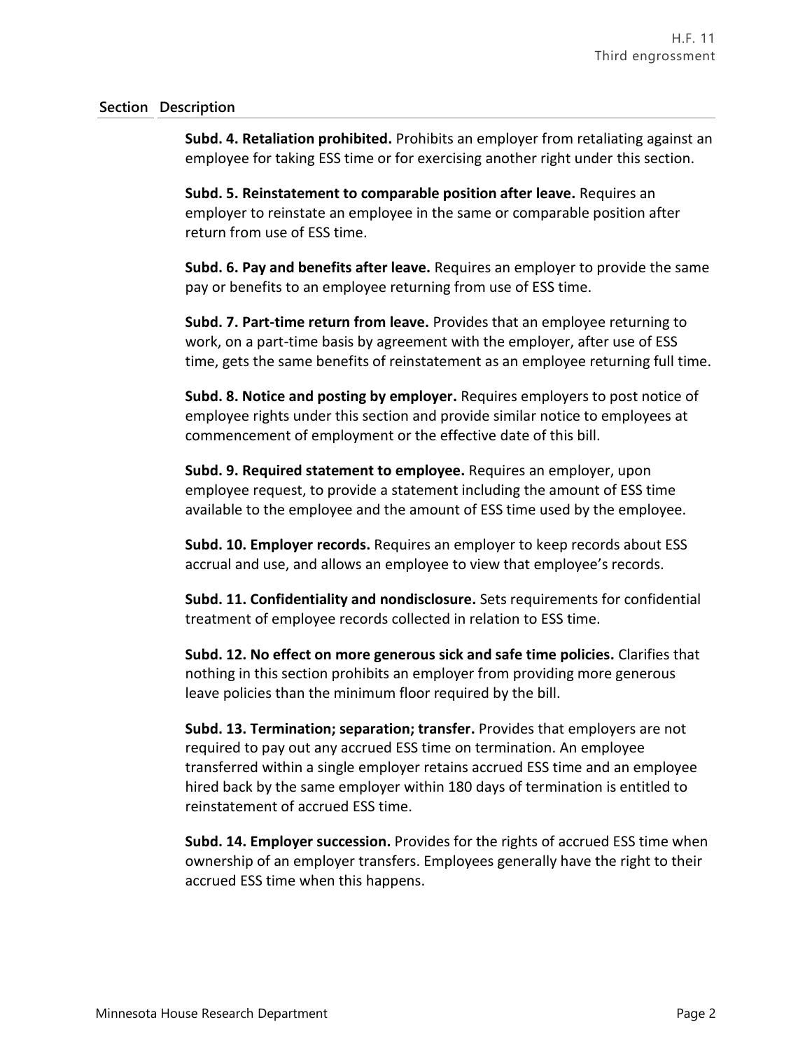| Section | Description |
|---|---|
| | **Subd. 4. Retaliation prohibited.** Prohibits an employer from retaliating against an employee for taking ESS time or for exercising another right under this section. |
| | **Subd. 5. Reinstatement to comparable position after leave.** Requires an employer to reinstate an employee in the same or comparable position after return from use of ESS time. |
| | **Subd. 6. Pay and benefits after leave.** Requires an employer to provide the same pay or benefits to an employee returning from use of ESS time. |
| | **Subd. 7. Part-time return from leave.** Provides that an employee returning to work, on a part-time basis by agreement with the employer, after use of ESS time, gets the same benefits of reinstatement as an employee returning full time. |
| | **Subd. 8. Notice and posting by employer.** Requires employers to post notice of employee rights under this section and provide similar notice to employees at commencement of employment or the effective date of this bill. |
| | **Subd. 9. Required statement to employee.** Requires an employer, upon employee request, to provide a statement including the amount of ESS time available to the employee and the amount of ESS time used by the employee. |
| | **Subd. 10. Employer records.** Requires an employer to keep records about ESS accrual and use, and allows an employee to view that employee's records. |
| | **Subd. 11. Confidentiality and nondisclosure.** Sets requirements for confidential treatment of employee records collected in relation to ESS time. |
| | **Subd. 12. No effect on more generous sick and safe time policies.** Clarifies that nothing in this section prohibits an employer from providing more generous leave policies than the minimum floor required by the bill. |
| | **Subd. 13. Termination; separation; transfer.** Provides that employers are not required to pay out any accrued ESS time on termination. An employee transferred within a single employer retains accrued ESS time and an employee hired back by the same employer within 180 days of termination is entitled to reinstatement of accrued ESS time. |
| | **Subd. 14. Employer succession.** Provides for the rights of accrued ESS time when ownership of an employer transfers. Employees generally have the right to their accrued ESS time when this happens. |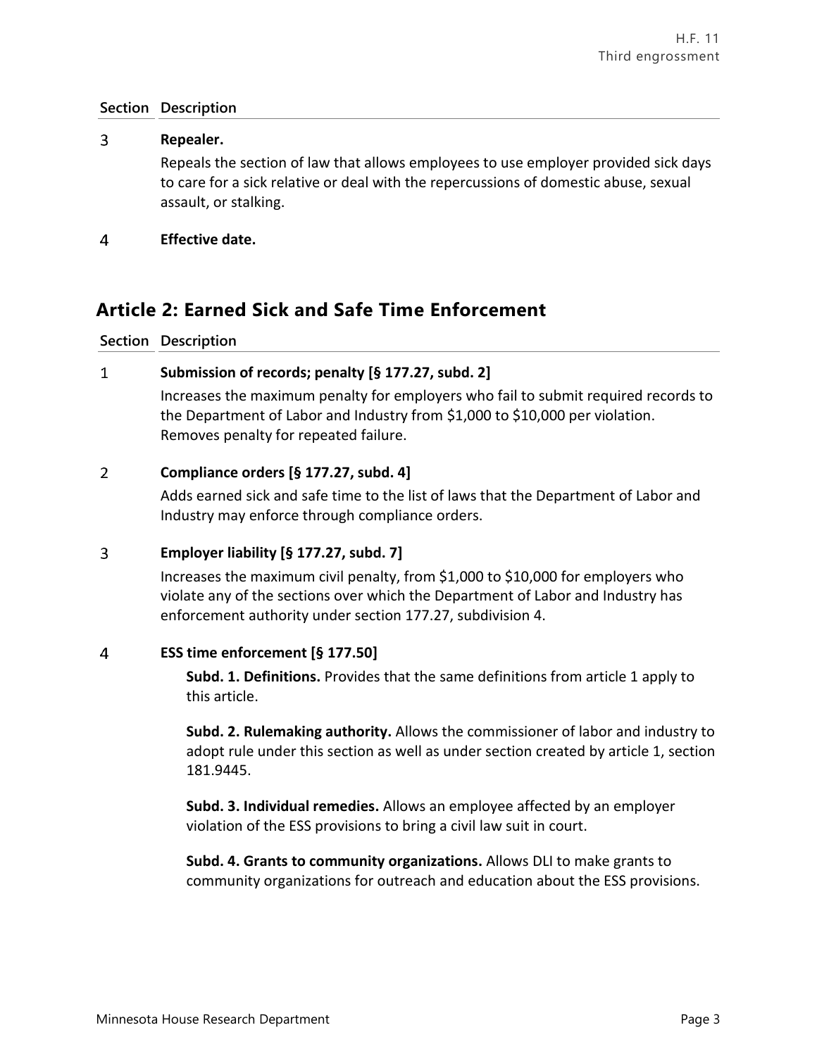| Section | Description |
|---|---|
| 3 | **Repealer.** Repeals the section of law that allows employees to use employer provided sick days to care for a sick relative or deal with the repercussions of domestic abuse, sexual assault, or stalking. |
| 4 | **Effective date.** |

## Article 2: Earned Sick and Safe Time Enforcement

| Section | Description |
|---|---|
| 1 | **Submission of records; penalty [§ 177.27, subd. 2]** Increases the maximum penalty for employers who fail to submit required records to the Department of Labor and Industry from $1,000 to $10,000 per violation. Removes penalty for repeated failure. |
| 2 | **Compliance orders [§ 177.27, subd. 4]** Adds earned sick and safe time to the list of laws that the Department of Labor and Industry may enforce through compliance orders. |
| 3 | **Employer liability [§ 177.27, subd. 7]** Increases the maximum civil penalty, from $1,000 to $10,000 for employers who violate any of the sections over which the Department of Labor and Industry has enforcement authority under section 177.27, subdivision 4. |
| 4 | **ESS time enforcement [§ 177.50]** **Subd. 1. Definitions.** Provides that the same definitions from article 1 apply to this article. **Subd. 2. Rulemaking authority.** Allows the commissioner of labor and industry to adopt rule under this section as well as under section created by article 1, section 181.9445. **Subd. 3. Individual remedies.** Allows an employee affected by an employer violation of the ESS provisions to bring a civil law suit in court. **Subd. 4. Grants to community organizations.** Allows DLI to make grants to community organizations for outreach and education about the ESS provisions. |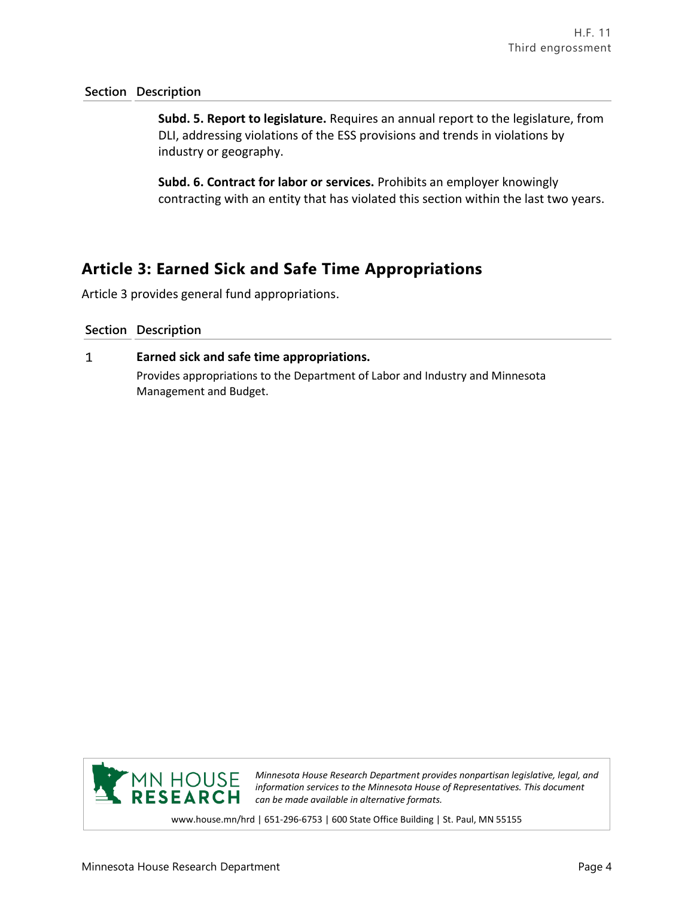| Section | Description |
|---|---|
| | **Subd. 5. Report to legislature.** Requires an annual report to the legislature, from DLI, addressing violations of the ESS provisions and trends in violations by industry or geography. |
| | **Subd. 6. Contract for labor or services.** Prohibits an employer knowingly contracting with an entity that has violated this section within the last two years. |

## Article 3: Earned Sick and Safe Time Appropriations

Article 3 provides general fund appropriations.

| Section | Description |
|---|---|
| 1 | **Earned sick and safe time appropriations.** Provides appropriations to the Department of Labor and Industry and Minnesota Management and Budget. |

MN HOUSE RESEARCH

*Minnesota House Research Department provides nonpartisan legislative, legal, and information services to the Minnesota House of Representatives. This document can be made available in alternative formats.*

www.house.mn/hrd | 651-296-6753 | 600 State Office Building | St. Paul, MN 55155